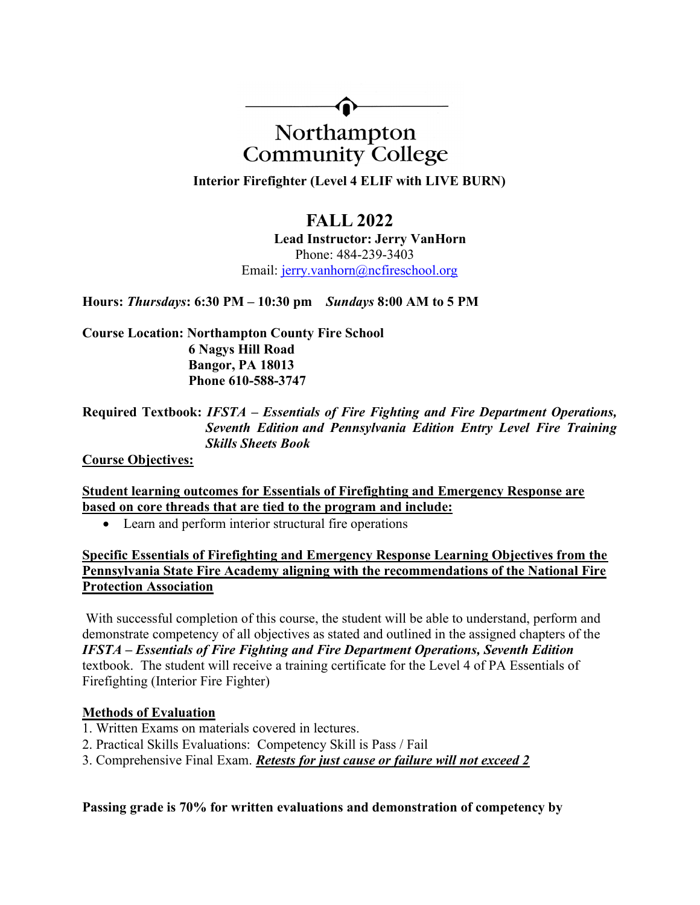# Northampton Community College

**Interior Firefighter (Level 4 ELIF with LIVE BURN)**

## FALL 2022

**Lead Instructor: Jerry VanHorn**
Phone: 484-239-3403
Email: jerry.vanhorn@ncfireschool.org

**Hours:** ***Thursdays*****: 6:30 PM – 10:30 pm** ***Sundays*** **8:00 AM to 5 PM**

**Course Location: Northampton County Fire School**
**6 Nagys Hill Road**
**Bangor, PA 18013**
**Phone 610-588-3747**

**Required Textbook:** ***IFSTA – Essentials of Fire Fighting and Fire Department Operations, Seventh Edition and Pennsylvania Edition Entry Level Fire Training Skills Sheets Book***

**Course Objectives:**

**Student learning outcomes for Essentials of Firefighting and Emergency Response are based on core threads that are tied to the program and include:**

- Learn and perform interior structural fire operations

**Specific Essentials of Firefighting and Emergency Response Learning Objectives from the Pennsylvania State Fire Academy aligning with the recommendations of the National Fire Protection Association**

With successful completion of this course, the student will be able to understand, perform and demonstrate competency of all objectives as stated and outlined in the assigned chapters of the ***IFSTA – Essentials of Fire Fighting and Fire Department Operations, Seventh Edition*** textbook. The student will receive a training certificate for the Level 4 of PA Essentials of Firefighting (Interior Fire Fighter)

**Methods of Evaluation**

1. Written Exams on materials covered in lectures.
2. Practical Skills Evaluations: Competency Skill is Pass / Fail
3. Comprehensive Final Exam. ***Retests for just cause or failure will not exceed 2***

**Passing grade is 70% for written evaluations and demonstration of competency by**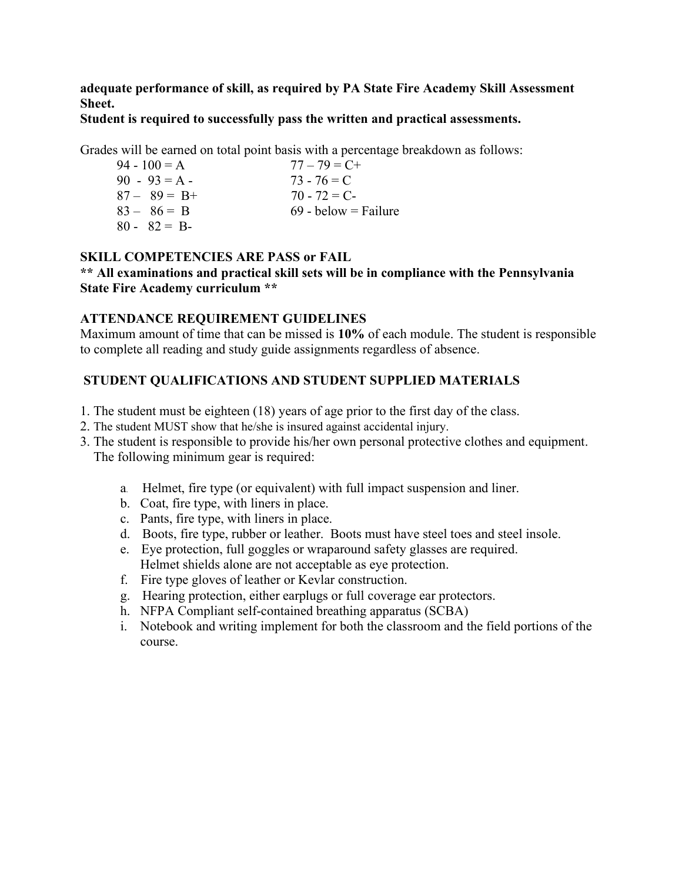**adequate performance of skill, as required by PA State Fire Academy Skill Assessment Sheet.**

**Student is required to successfully pass the written and practical assessments.**

Grades will be earned on total point basis with a percentage breakdown as follows:

| | |
|---|---|
| 94 - 100 = A | 77 – 79 = C+ |
| 90 - 93 = A - | 73 - 76 = C |
| 87 – 89 = B+ | 70 - 72 = C- |
| 83 – 86 = B | 69 - below = Failure |
| 80 - 82 = B- | |

**SKILL COMPETENCIES ARE PASS or FAIL**

**\*\* All examinations and practical skill sets will be in compliance with the Pennsylvania State Fire Academy curriculum \*\***

**ATTENDANCE REQUIREMENT GUIDELINES**

Maximum amount of time that can be missed is **10%** of each module. The student is responsible to complete all reading and study guide assignments regardless of absence.

**STUDENT QUALIFICATIONS AND STUDENT SUPPLIED MATERIALS**

1. The student must be eighteen (18) years of age prior to the first day of the class.
2. The student MUST show that he/she is insured against accidental injury.
3. The student is responsible to provide his/her own personal protective clothes and equipment. The following minimum gear is required:

    a. Helmet, fire type (or equivalent) with full impact suspension and liner.
    b. Coat, fire type, with liners in place.
    c. Pants, fire type, with liners in place.
    d. Boots, fire type, rubber or leather. Boots must have steel toes and steel insole.
    e. Eye protection, full goggles or wraparound safety glasses are required. Helmet shields alone are not acceptable as eye protection.
    f. Fire type gloves of leather or Kevlar construction.
    g. Hearing protection, either earplugs or full coverage ear protectors.
    h. NFPA Compliant self-contained breathing apparatus (SCBA)
    i. Notebook and writing implement for both the classroom and the field portions of the course.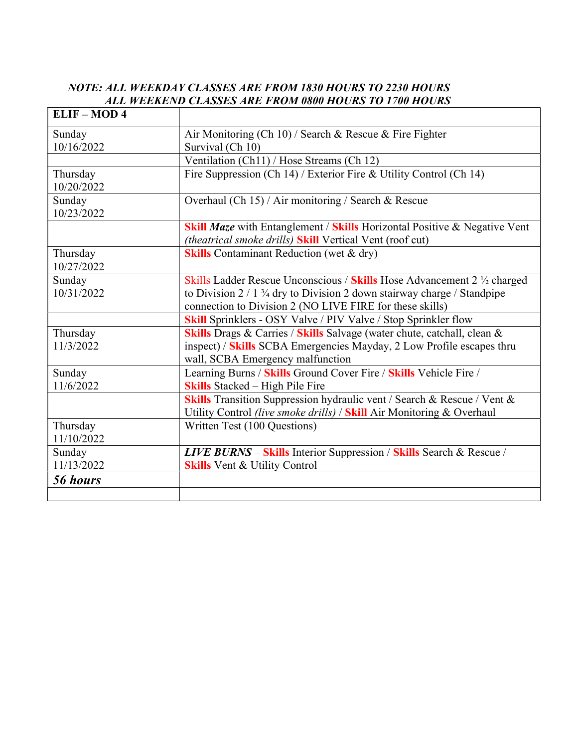***NOTE: ALL WEEKDAY CLASSES ARE FROM 1830 HOURS TO 2230 HOURS***
***ALL WEEKEND CLASSES ARE FROM 0800 HOURS TO 1700 HOURS***

| **ELIF – MOD 4** | |
|---|---|
| Sunday 10/16/2022 | Air Monitoring (Ch 10) / Search & Rescue & Fire Fighter Survival (Ch 10) |
| | Ventilation (Ch11) / Hose Streams (Ch 12) |
| Thursday 10/20/2022 | Fire Suppression (Ch 14) / Exterior Fire & Utility Control (Ch 14) |
| Sunday 10/23/2022 | Overhaul (Ch 15) / Air monitoring / Search & Rescue |
| | **Skill** ***Maze*** with Entanglement / **Skills** Horizontal Positive & Negative Vent *(theatrical smoke drills)* **Skill** Vertical Vent (roof cut) |
| Thursday 10/27/2022 | **Skills** Contaminant Reduction (wet & dry) |
| Sunday 10/31/2022 | Skills Ladder Rescue Unconscious / **Skills** Hose Advancement 2 ½ charged to Division 2 / 1 ¾ dry to Division 2 down stairway charge / Standpipe connection to Division 2 (NO LIVE FIRE for these skills) |
| | **Skill** Sprinklers - OSY Valve / PIV Valve / Stop Sprinkler flow |
| Thursday 11/3/2022 | **Skills** Drags & Carries / **Skills** Salvage (water chute, catchall, clean & inspect) / **Skills** SCBA Emergencies Mayday, 2 Low Profile escapes thru wall, SCBA Emergency malfunction |
| Sunday 11/6/2022 | Learning Burns / **Skills** Ground Cover Fire / **Skills** Vehicle Fire / **Skills** Stacked – High Pile Fire |
| | **Skills** Transition Suppression hydraulic vent / Search & Rescue / Vent & Utility Control *(live smoke drills)* / **Skill** Air Monitoring & Overhaul |
| Thursday 11/10/2022 | Written Test (100 Questions) |
| Sunday 11/13/2022 | ***LIVE BURNS*** – **Skills** Interior Suppression / **Skills** Search & Rescue / **Skills** Vent & Utility Control |
| ***56 hours*** | |
| | |